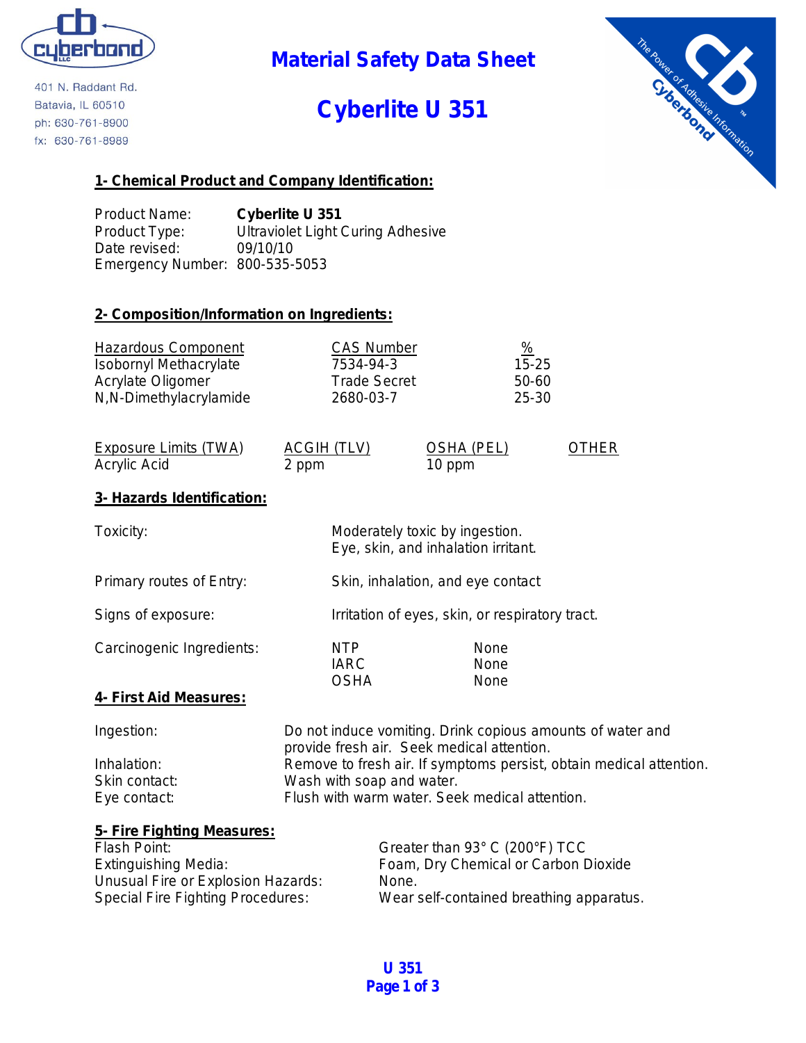cyberbond

401 N. Raddant Rd.
Batavia, IL 60510
ph: 630-761-8900
fx: 630-761-8989

# Material Safety Data Sheet

# Cyberlite U 351

## 1- Chemical Product and Company Identification:

| | |
|---|---|
| Product Name: | **Cyberlite U 351** |
| Product Type: | Ultraviolet Light Curing Adhesive |
| Date revised: | 09/10/10 |
| Emergency Number: | 800-535-5053 |

## 2- Composition/Information on Ingredients:

| Hazardous Component | CAS Number | % |
|---|---|---|
| Isobornyl Methacrylate | 7534-94-3 | 15-25 |
| Acrylate Oligomer | Trade Secret | 50-60 |
| N,N-Dimethylacrylamide | 2680-03-7 | 25-30 |

| Exposure Limits (TWA) | ACGIH (TLV) | OSHA (PEL) | OTHER |
|---|---|---|---|
| Acrylic Acid | 2 ppm | 10 ppm | |

## 3- Hazards Identification:

| | |
|---|---|
| Toxicity: | Moderately toxic by ingestion.<br>Eye, skin, and inhalation irritant. |
| Primary routes of Entry: | Skin, inhalation, and eye contact |
| Signs of exposure: | Irritation of eyes, skin, or respiratory tract. |
| Carcinogenic Ingredients: | NTP None<br>IARC None<br>OSHA None |

## 4- First Aid Measures:

| | |
|---|---|
| Ingestion: | Do not induce vomiting. Drink copious amounts of water and provide fresh air. Seek medical attention. |
| Inhalation: | Remove to fresh air. If symptoms persist, obtain medical attention. |
| Skin contact: | Wash with soap and water. |
| Eye contact: | Flush with warm water. Seek medical attention. |

## 5- Fire Fighting Measures:

| | |
|---|---|
| Flash Point: | Greater than 93° C (200°F) TCC |
| Extinguishing Media: | Foam, Dry Chemical or Carbon Dioxide |
| Unusual Fire or Explosion Hazards: | None. |
| Special Fire Fighting Procedures: | Wear self-contained breathing apparatus. |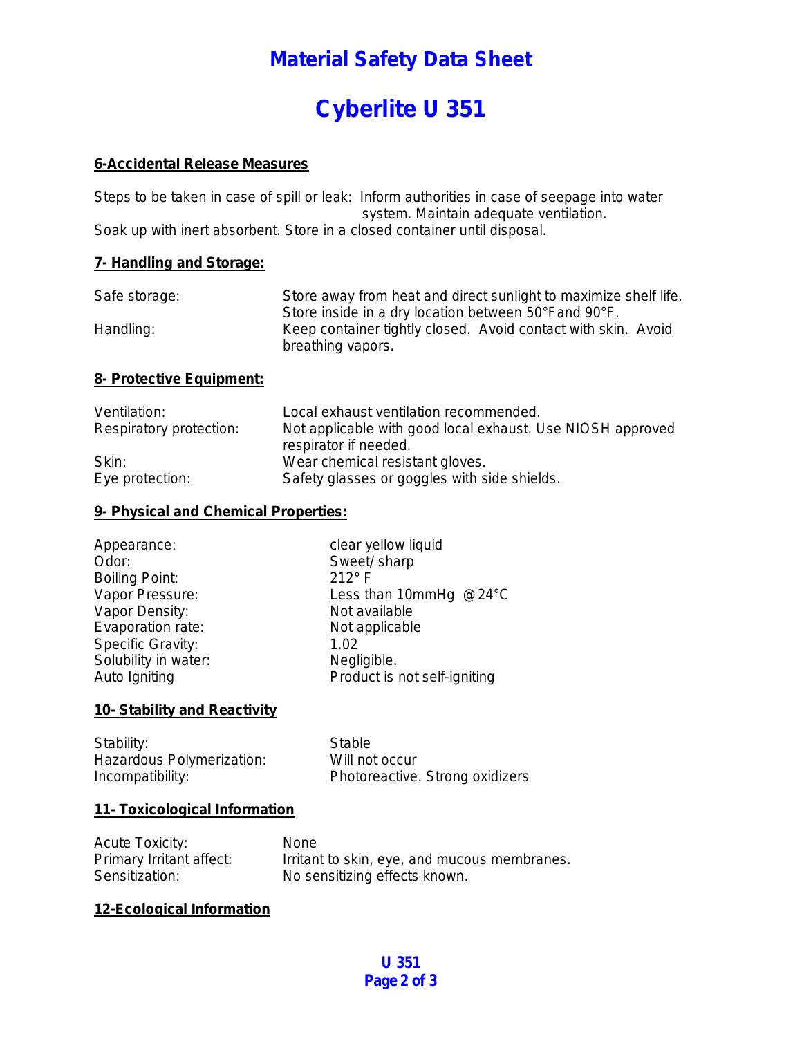# Material Safety Data Sheet

# Cyberlite U 351

## 6-Accidental Release Measures

Steps to be taken in case of spill or leak: Inform authorities in case of seepage into water system. Maintain adequate ventilation.
Soak up with inert absorbent. Store in a closed container until disposal.

## 7- Handling and Storage:

| | |
|---|---|
| Safe storage: | Store away from heat and direct sunlight to maximize shelf life. Store inside in a dry location between 50°F and 90°F. |
| Handling: | Keep container tightly closed. Avoid contact with skin. Avoid breathing vapors. |

## 8- Protective Equipment:

| | |
|---|---|
| Ventilation: | Local exhaust ventilation recommended. |
| Respiratory protection: | Not applicable with good local exhaust. Use NIOSH approved respirator if needed. |
| Skin: | Wear chemical resistant gloves. |
| Eye protection: | Safety glasses or goggles with side shields. |

## 9- Physical and Chemical Properties:

| | |
|---|---|
| Appearance: | clear yellow liquid |
| Odor: | Sweet/ sharp |
| Boiling Point: | 212° F |
| Vapor Pressure: | Less than 10mmHg @24°C |
| Vapor Density: | Not available |
| Evaporation rate: | Not applicable |
| Specific Gravity: | 1.02 |
| Solubility in water: | Negligible. |
| Auto Igniting | Product is not self-igniting |

## 10- Stability and Reactivity

| | |
|---|---|
| Stability: | Stable |
| Hazardous Polymerization: | Will not occur |
| Incompatibility: | Photoreactive. Strong oxidizers |

## 11- Toxicological Information

| | |
|---|---|
| Acute Toxicity: | None |
| Primary Irritant affect: | Irritant to skin, eye, and mucous membranes. |
| Sensitization: | No sensitizing effects known. |

## 12-Ecological Information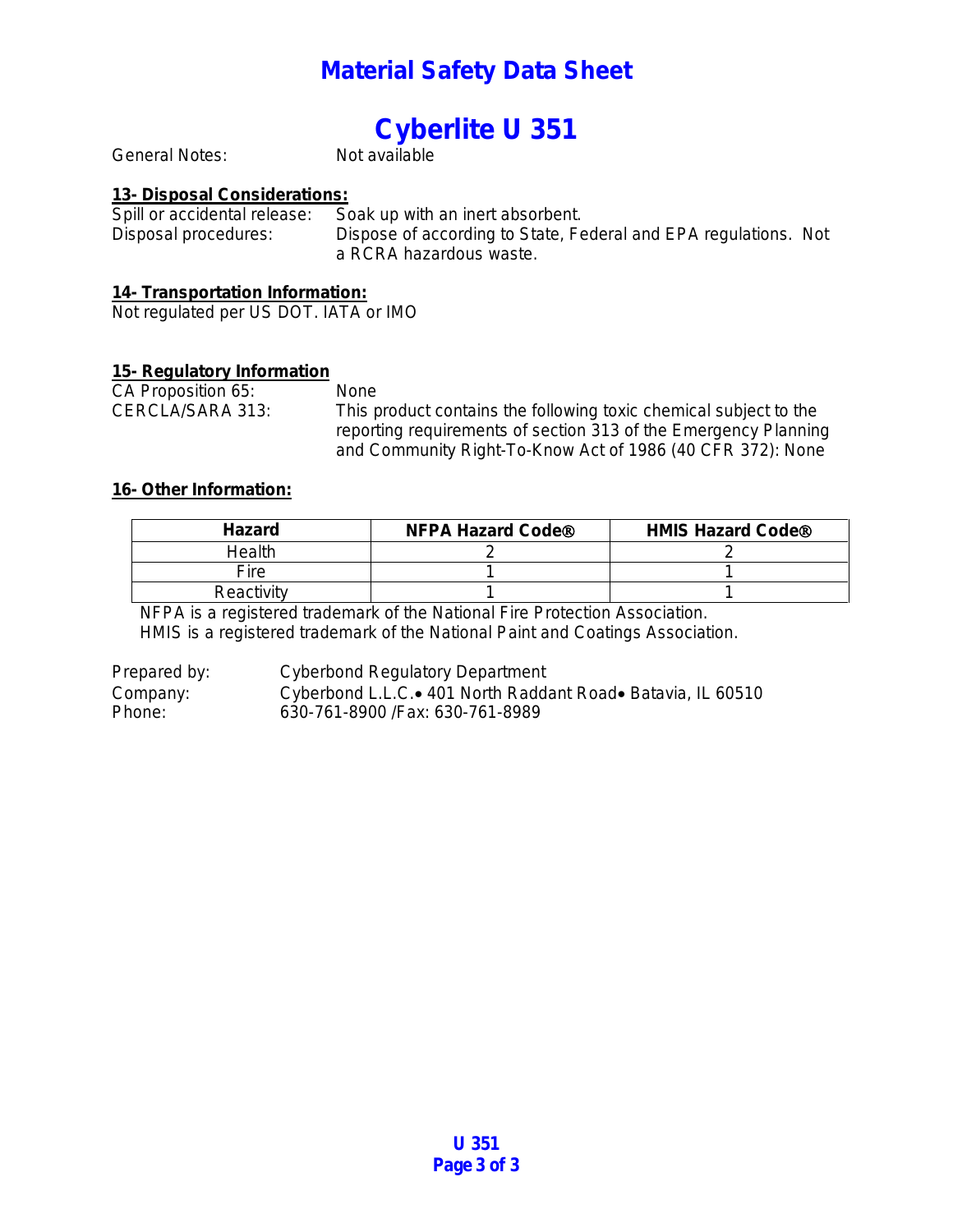# Material Safety Data Sheet

# Cyberlite U 351

General Notes: Not available

**13- Disposal Considerations:**

Spill or accidental release: Soak up with an inert absorbent.

Disposal procedures: Dispose of according to State, Federal and EPA regulations. Not a RCRA hazardous waste.

**14- Transportation Information:**

Not regulated per US DOT. IATA or IMO

**15- Regulatory Information**

CA Proposition 65: None

CERCLA/SARA 313: This product contains the following toxic chemical subject to the reporting requirements of section 313 of the Emergency Planning and Community Right-To-Know Act of 1986 (40 CFR 372): None

**16- Other Information:**

| Hazard | NFPA Hazard Code® | HMIS Hazard Code® |
|---|---|---|
| Health | 2 | 2 |
| Fire | 1 | 1 |
| Reactivity | 1 | 1 |

NFPA is a registered trademark of the National Fire Protection Association.
HMIS is a registered trademark of the National Paint and Coatings Association.

Prepared by: Cyberbond Regulatory Department
Company: Cyberbond L.L.C.• 401 North Raddant Road• Batavia, IL 60510
Phone: 630-761-8900 /Fax: 630-761-8989